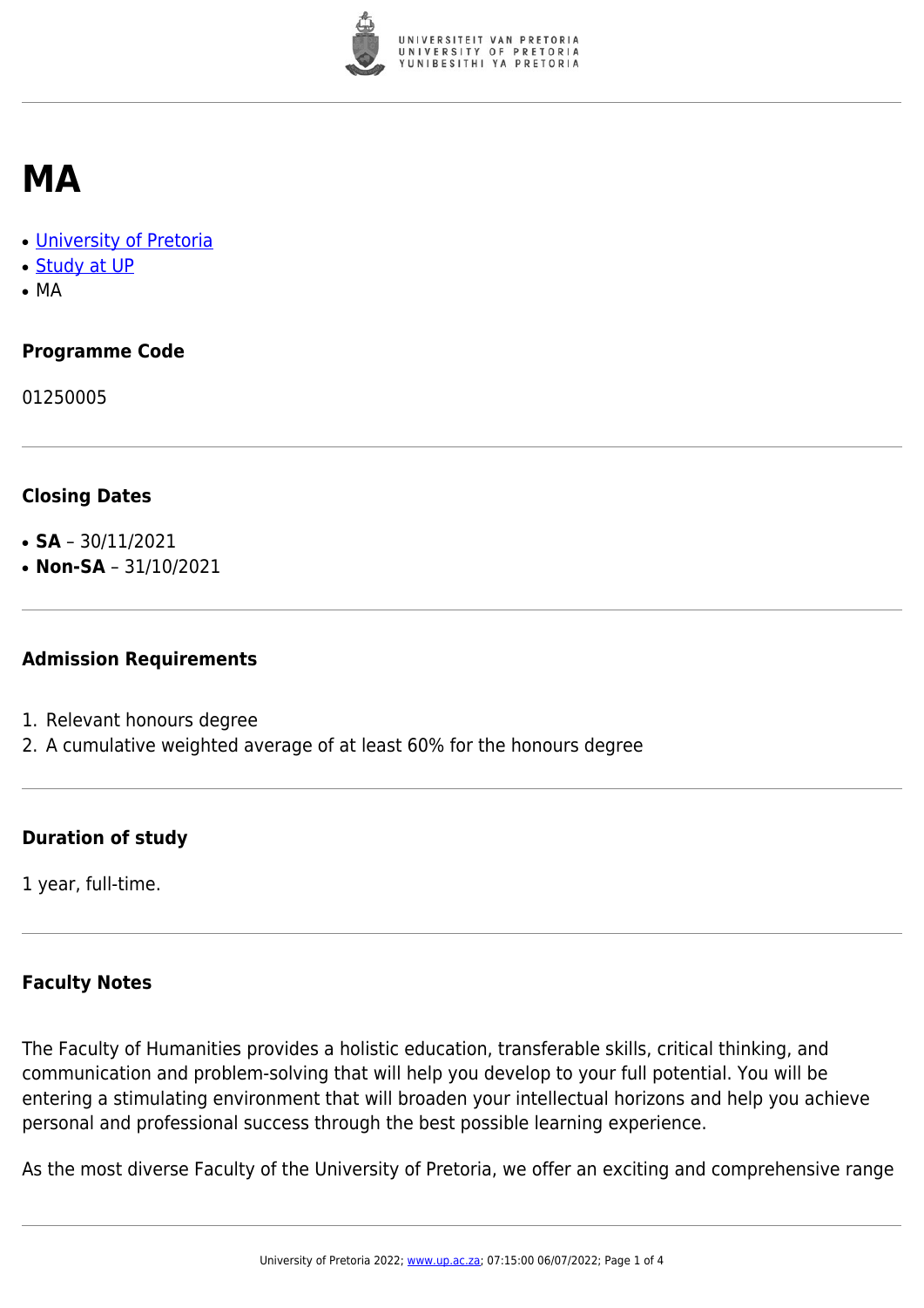# MA

- [University of Pretoria]
- [Study at UP]
- MA

### Programme Code

01250005

### Closing Dates

- **SA** – 30/11/2021
- **Non-SA** – 31/10/2021

### Admission Requirements

1. Relevant honours degree
2. A cumulative weighted average of at least 60% for the honours degree

### Duration of study

1 year, full-time.

### Faculty Notes

The Faculty of Humanities provides a holistic education, transferable skills, critical thinking, and communication and problem-solving that will help you develop to your full potential. You will be entering a stimulating environment that will broaden your intellectual horizons and help you achieve personal and professional success through the best possible learning experience.

As the most diverse Faculty of the University of Pretoria, we offer an exciting and comprehensive range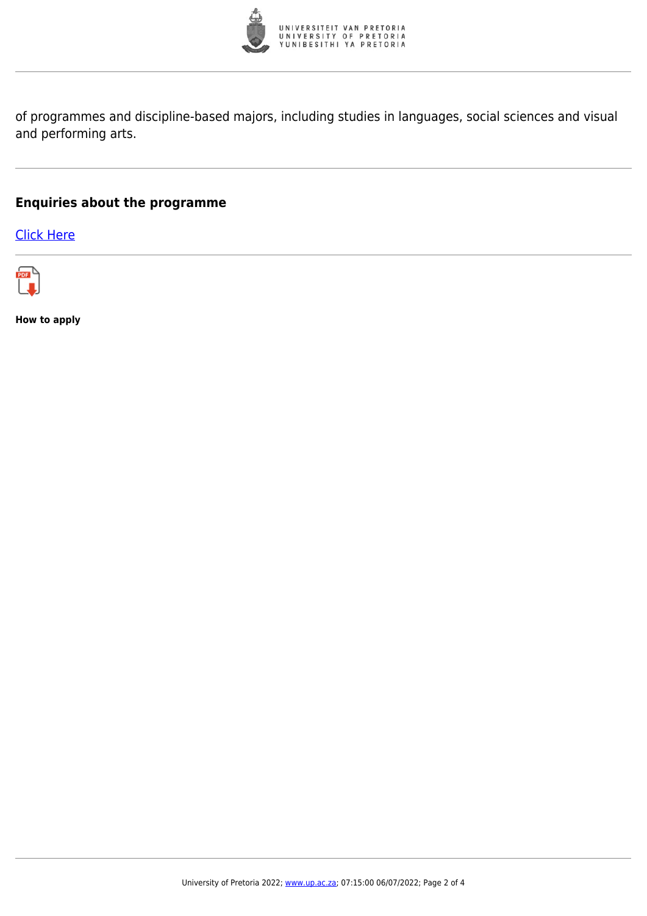of programmes and discipline-based majors, including studies in languages, social sciences and visual and performing arts.

## Enquiries about the programme

[Click Here]

**How to apply**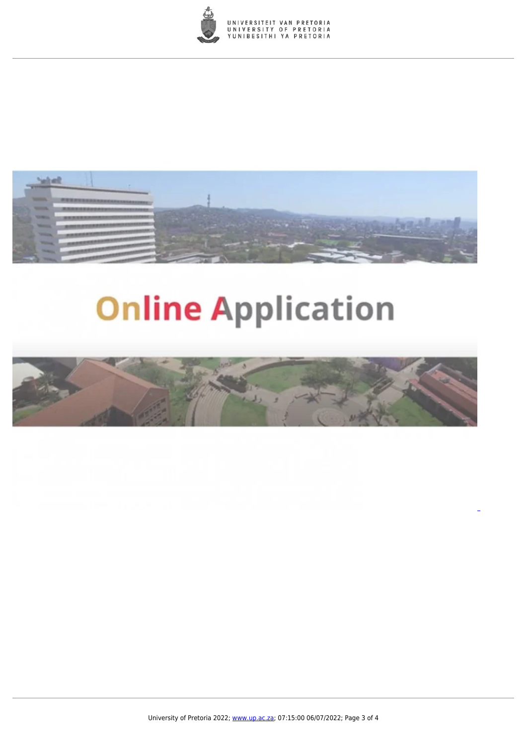Online Application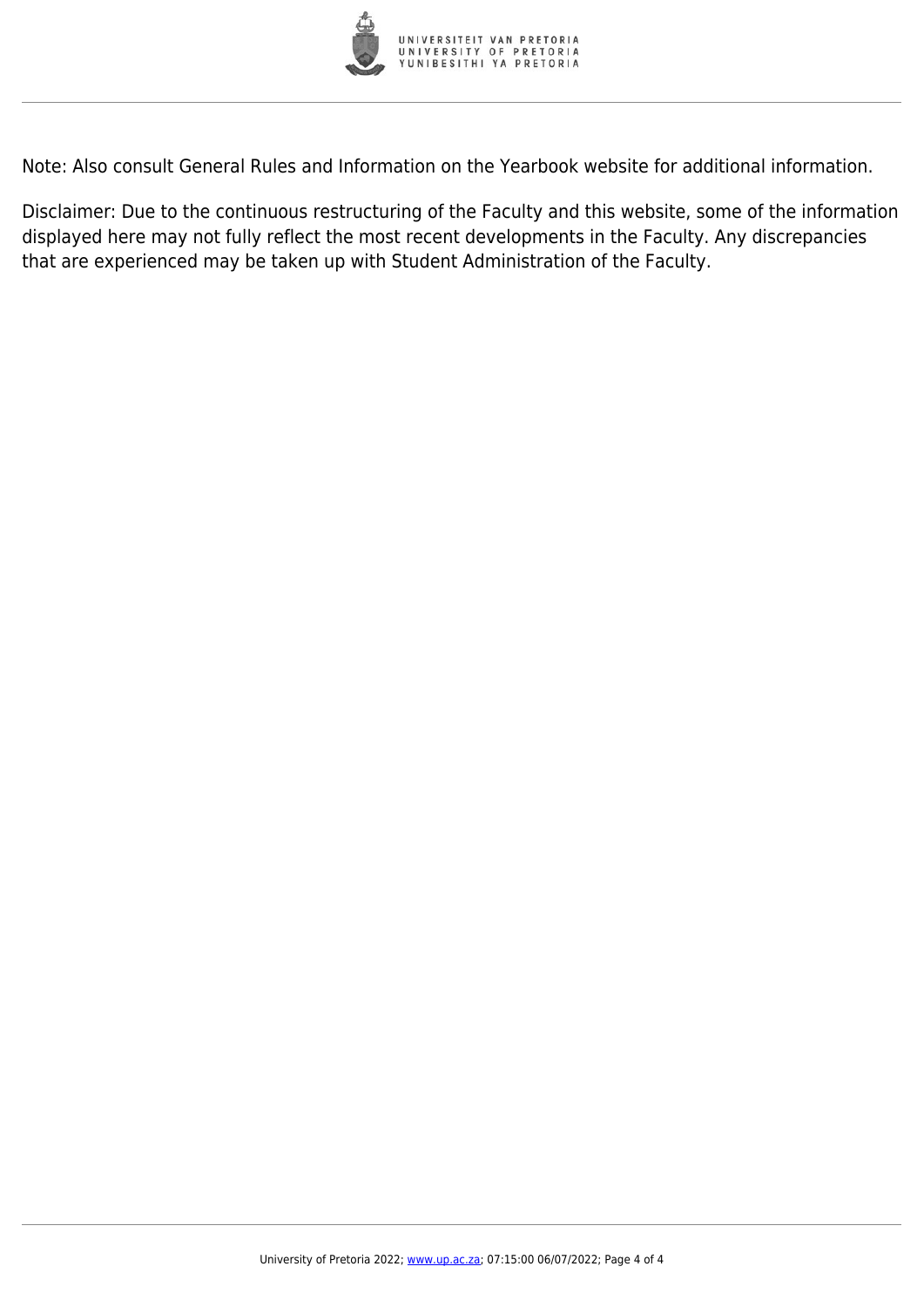Note: Also consult General Rules and Information on the Yearbook website for additional information.

Disclaimer: Due to the continuous restructuring of the Faculty and this website, some of the information displayed here may not fully reflect the most recent developments in the Faculty. Any discrepancies that are experienced may be taken up with Student Administration of the Faculty.